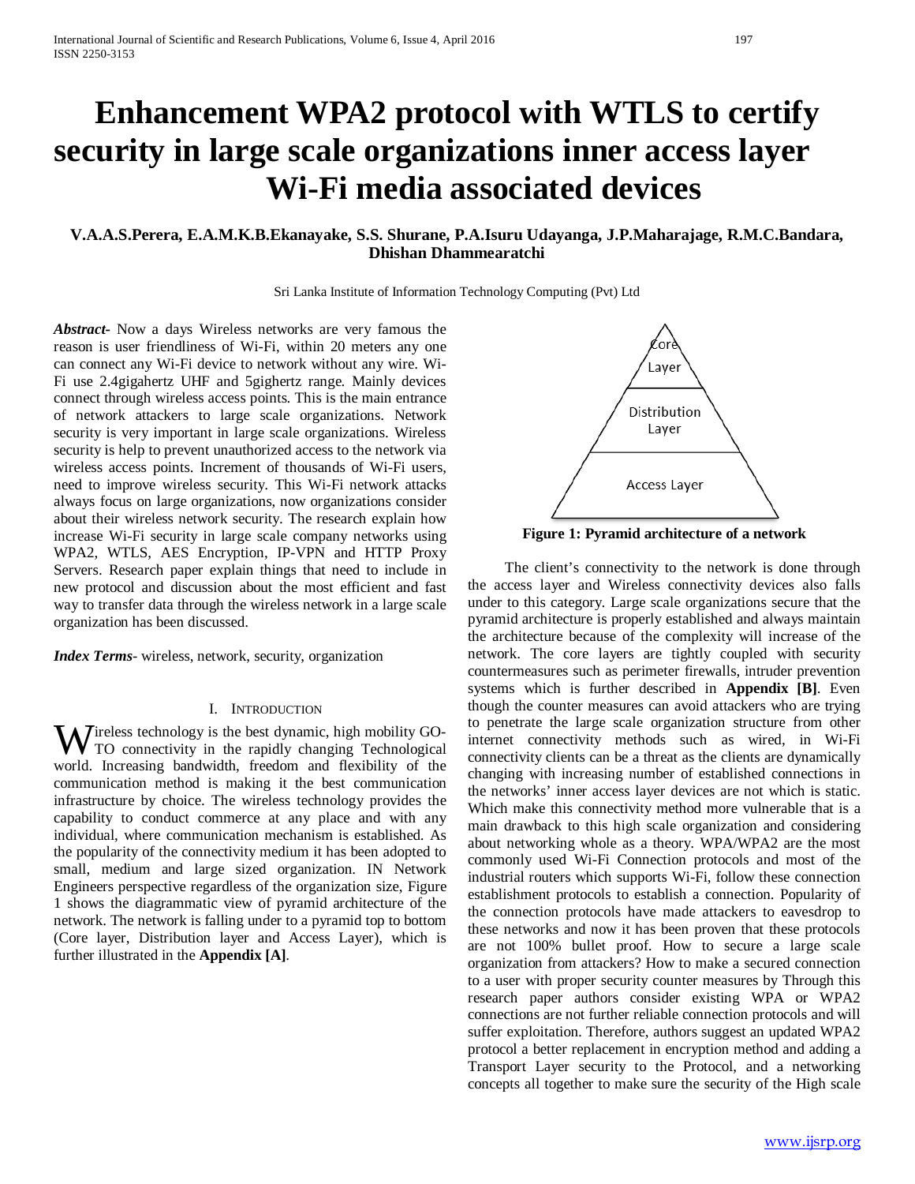# Enhancement WPA2 protocol with WTLS to certify security in large scale organizations inner access layer Wi-Fi media associated devices

**V.A.A.S.Perera, E.A.M.K.B.Ekanayake, S.S. Shurane, P.A.Isuru Udayanga, J.P.Maharajage, R.M.C.Bandara, Dhishan Dhammearatchi**

Sri Lanka Institute of Information Technology Computing (Pvt) Ltd

***Abstract***- Now a days Wireless networks are very famous the reason is user friendliness of Wi-Fi, within 20 meters any one can connect any Wi-Fi device to network without any wire. Wi-Fi use 2.4gigahertz UHF and 5gighertz range. Mainly devices connect through wireless access points. This is the main entrance of network attackers to large scale organizations. Network security is very important in large scale organizations. Wireless security is help to prevent unauthorized access to the network via wireless access points. Increment of thousands of Wi-Fi users, need to improve wireless security. This Wi-Fi network attacks always focus on large organizations, now organizations consider about their wireless network security. The research explain how increase Wi-Fi security in large scale company networks using WPA2, WTLS, AES Encryption, IP-VPN and HTTP Proxy Servers. Research paper explain things that need to include in new protocol and discussion about the most efficient and fast way to transfer data through the wireless network in a large scale organization has been discussed.

***Index Terms***- wireless, network, security, organization

## I. Introduction

Wireless technology is the best dynamic, high mobility GO-TO connectivity in the rapidly changing Technological world. Increasing bandwidth, freedom and flexibility of the communication method is making it the best communication infrastructure by choice. The wireless technology provides the capability to conduct commerce at any place and with any individual, where communication mechanism is established. As the popularity of the connectivity medium it has been adopted to small, medium and large sized organization. IN Network Engineers perspective regardless of the organization size, Figure 1 shows the diagrammatic view of pyramid architecture of the network. The network is falling under to a pyramid top to bottom (Core layer, Distribution layer and Access Layer), which is further illustrated in the **Appendix [A]**.

Core Layer

Distribution Layer

Access Layer

**Figure 1: Pyramid architecture of a network**

The client's connectivity to the network is done through the access layer and Wireless connectivity devices also falls under to this category. Large scale organizations secure that the pyramid architecture is properly established and always maintain the architecture because of the complexity will increase of the network. The core layers are tightly coupled with security countermeasures such as perimeter firewalls, intruder prevention systems which is further described in **Appendix [B]**. Even though the counter measures can avoid attackers who are trying to penetrate the large scale organization structure from other internet connectivity methods such as wired, in Wi-Fi connectivity clients can be a threat as the clients are dynamically changing with increasing number of established connections in the networks' inner access layer devices are not which is static. Which make this connectivity method more vulnerable that is a main drawback to this high scale organization and considering about networking whole as a theory. WPA/WPA2 are the most commonly used Wi-Fi Connection protocols and most of the industrial routers which supports Wi-Fi, follow these connection establishment protocols to establish a connection. Popularity of the connection protocols have made attackers to eavesdrop to these networks and now it has been proven that these protocols are not 100% bullet proof. How to secure a large scale organization from attackers? How to make a secured connection to a user with proper security counter measures by Through this research paper authors consider existing WPA or WPA2 connections are not further reliable connection protocols and will suffer exploitation. Therefore, authors suggest an updated WPA2 protocol a better replacement in encryption method and adding a Transport Layer security to the Protocol, and a networking concepts all together to make sure the security of the High scale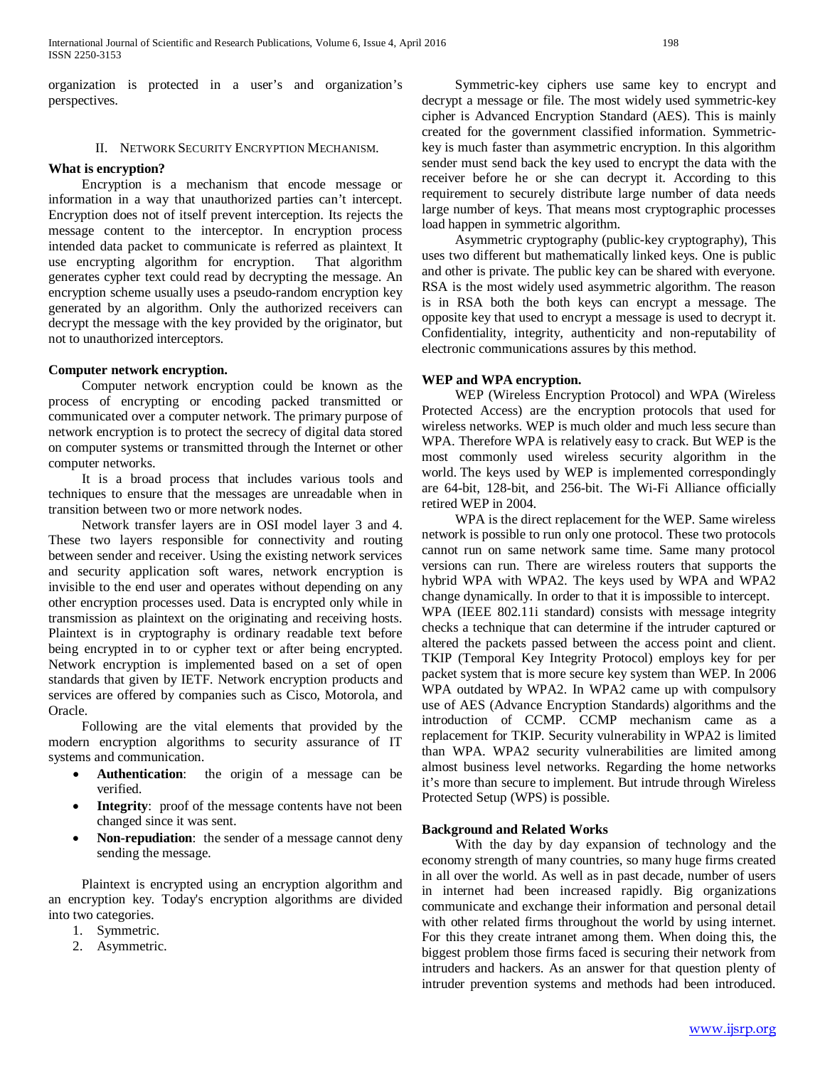organization is protected in a user's and organization's perspectives.

## II. Network Security Encryption Mechanism.

### What is encryption?

Encryption is a mechanism that encode message or information in a way that unauthorized parties can't intercept. Encryption does not of itself prevent interception. Its rejects the message content to the interceptor. In encryption process intended data packet to communicate is referred as plaintext. It use encrypting algorithm for encryption. That algorithm generates cypher text could read by decrypting the message. An encryption scheme usually uses a pseudo-random encryption key generated by an algorithm. Only the authorized receivers can decrypt the message with the key provided by the originator, but not to unauthorized interceptors.

### Computer network encryption.

Computer network encryption could be known as the process of encrypting or encoding packed transmitted or communicated over a computer network. The primary purpose of network encryption is to protect the secrecy of digital data stored on computer systems or transmitted through the Internet or other computer networks.

It is a broad process that includes various tools and techniques to ensure that the messages are unreadable when in transition between two or more network nodes.

Network transfer layers are in OSI model layer 3 and 4. These two layers responsible for connectivity and routing between sender and receiver. Using the existing network services and security application soft wares, network encryption is invisible to the end user and operates without depending on any other encryption processes used. Data is encrypted only while in transmission as plaintext on the originating and receiving hosts. Plaintext is in cryptography is ordinary readable text before being encrypted in to or cypher text or after being encrypted. Network encryption is implemented based on a set of open standards that given by IETF. Network encryption products and services are offered by companies such as Cisco, Motorola, and Oracle.

Following are the vital elements that provided by the modern encryption algorithms to security assurance of IT systems and communication.

- **Authentication**: the origin of a message can be verified.
- **Integrity**: proof of the message contents have not been changed since it was sent.
- **Non-repudiation**: the sender of a message cannot deny sending the message.

Plaintext is encrypted using an encryption algorithm and an encryption key. Today's encryption algorithms are divided into two categories.

1. Symmetric.
2. Asymmetric.

Symmetric-key ciphers use same key to encrypt and decrypt a message or file. The most widely used symmetric-key cipher is Advanced Encryption Standard (AES). This is mainly created for the government classified information. Symmetric-key is much faster than asymmetric encryption. In this algorithm sender must send back the key used to encrypt the data with the receiver before he or she can decrypt it. According to this requirement to securely distribute large number of data needs large number of keys. That means most cryptographic processes load happen in symmetric algorithm.

Asymmetric cryptography (public-key cryptography), This uses two different but mathematically linked keys. One is public and other is private. The public key can be shared with everyone. RSA is the most widely used asymmetric algorithm. The reason is in RSA both the both keys can encrypt a message. The opposite key that used to encrypt a message is used to decrypt it. Confidentiality, integrity, authenticity and non-reputability of electronic communications assures by this method.

### WEP and WPA encryption.

WEP (Wireless Encryption Protocol) and WPA (Wireless Protected Access) are the encryption protocols that used for wireless networks. WEP is much older and much less secure than WPA. Therefore WPA is relatively easy to crack. But WEP is the most commonly used wireless security algorithm in the world. The keys used by WEP is implemented correspondingly are 64-bit, 128-bit, and 256-bit. The Wi-Fi Alliance officially retired WEP in 2004.

WPA is the direct replacement for the WEP. Same wireless network is possible to run only one protocol. These two protocols cannot run on same network same time. Same many protocol versions can run. There are wireless routers that supports the hybrid WPA with WPA2. The keys used by WPA and WPA2 change dynamically. In order to that it is impossible to intercept.

WPA (IEEE 802.11i standard) consists with message integrity checks a technique that can determine if the intruder captured or altered the packets passed between the access point and client. TKIP (Temporal Key Integrity Protocol) employs key for per packet system that is more secure key system than WEP. In 2006 WPA outdated by WPA2. In WPA2 came up with compulsory use of AES (Advance Encryption Standards) algorithms and the introduction of CCMP. CCMP mechanism came as a replacement for TKIP. Security vulnerability in WPA2 is limited than WPA. WPA2 security vulnerabilities are limited among almost business level networks. Regarding the home networks it's more than secure to implement. But intrude through Wireless Protected Setup (WPS) is possible.

### Background and Related Works

With the day by day expansion of technology and the economy strength of many countries, so many huge firms created in all over the world. As well as in past decade, number of users in internet had been increased rapidly. Big organizations communicate and exchange their information and personal detail with other related firms throughout the world by using internet. For this they create intranet among them. When doing this, the biggest problem those firms faced is securing their network from intruders and hackers. As an answer for that question plenty of intruder prevention systems and methods had been introduced.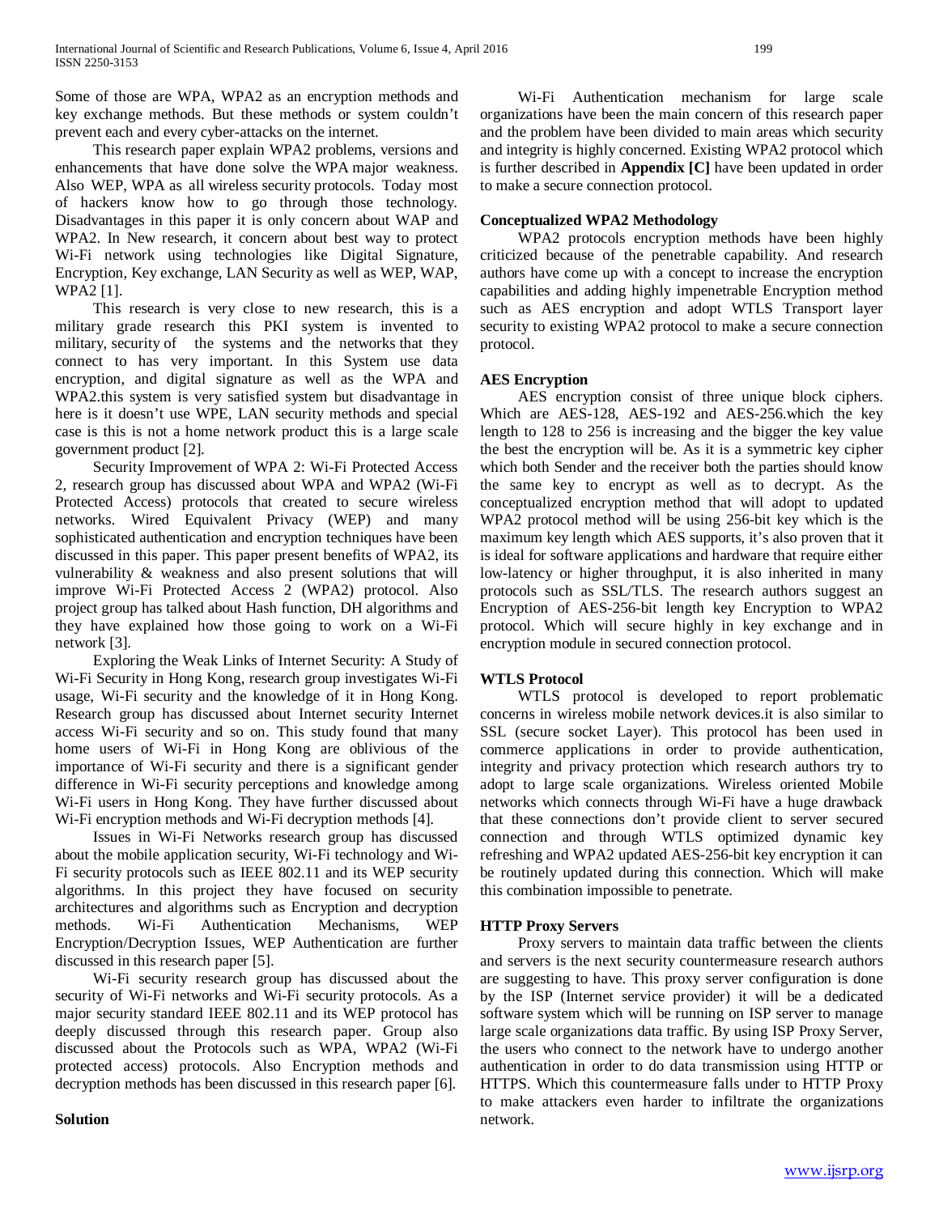Some of those are WPA, WPA2 as an encryption methods and key exchange methods. But these methods or system couldn't prevent each and every cyber-attacks on the internet.

This research paper explain WPA2 problems, versions and enhancements that have done solve the WPA major weakness. Also WEP, WPA as all wireless security protocols. Today most of hackers know how to go through those technology. Disadvantages in this paper it is only concern about WAP and WPA2. In New research, it concern about best way to protect Wi-Fi network using technologies like Digital Signature, Encryption, Key exchange, LAN Security as well as WEP, WAP, WPA2 [1].

This research is very close to new research, this is a military grade research this PKI system is invented to military, security of the systems and the networks that they connect to has very important. In this System use data encryption, and digital signature as well as the WPA and WPA2.this system is very satisfied system but disadvantage in here is it doesn't use WPE, LAN security methods and special case is this is not a home network product this is a large scale government product [2].

Security Improvement of WPA 2: Wi-Fi Protected Access 2, research group has discussed about WPA and WPA2 (Wi-Fi Protected Access) protocols that created to secure wireless networks. Wired Equivalent Privacy (WEP) and many sophisticated authentication and encryption techniques have been discussed in this paper. This paper present benefits of WPA2, its vulnerability & weakness and also present solutions that will improve Wi-Fi Protected Access 2 (WPA2) protocol. Also project group has talked about Hash function, DH algorithms and they have explained how those going to work on a Wi-Fi network [3].

Exploring the Weak Links of Internet Security: A Study of Wi-Fi Security in Hong Kong, research group investigates Wi-Fi usage, Wi-Fi security and the knowledge of it in Hong Kong. Research group has discussed about Internet security Internet access Wi-Fi security and so on. This study found that many home users of Wi-Fi in Hong Kong are oblivious of the importance of Wi-Fi security and there is a significant gender difference in Wi-Fi security perceptions and knowledge among Wi-Fi users in Hong Kong. They have further discussed about Wi-Fi encryption methods and Wi-Fi decryption methods [4].

Issues in Wi-Fi Networks research group has discussed about the mobile application security, Wi-Fi technology and Wi-Fi security protocols such as IEEE 802.11 and its WEP security algorithms. In this project they have focused on security architectures and algorithms such as Encryption and decryption methods. Wi-Fi Authentication Mechanisms, WEP Encryption/Decryption Issues, WEP Authentication are further discussed in this research paper [5].

Wi-Fi security research group has discussed about the security of Wi-Fi networks and Wi-Fi security protocols. As a major security standard IEEE 802.11 and its WEP protocol has deeply discussed through this research paper. Group also discussed about the Protocols such as WPA, WPA2 (Wi-Fi protected access) protocols. Also Encryption methods and decryption methods has been discussed in this research paper [6].

**Solution**

Wi-Fi Authentication mechanism for large scale organizations have been the main concern of this research paper and the problem have been divided to main areas which security and integrity is highly concerned. Existing WPA2 protocol which is further described in **Appendix [C]** have been updated in order to make a secure connection protocol.

**Conceptualized WPA2 Methodology**

WPA2 protocols encryption methods have been highly criticized because of the penetrable capability. And research authors have come up with a concept to increase the encryption capabilities and adding highly impenetrable Encryption method such as AES encryption and adopt WTLS Transport layer security to existing WPA2 protocol to make a secure connection protocol.

**AES Encryption**

AES encryption consist of three unique block ciphers. Which are AES-128, AES-192 and AES-256.which the key length to 128 to 256 is increasing and the bigger the key value the best the encryption will be. As it is a symmetric key cipher which both Sender and the receiver both the parties should know the same key to encrypt as well as to decrypt. As the conceptualized encryption method that will adopt to updated WPA2 protocol method will be using 256-bit key which is the maximum key length which AES supports, it's also proven that it is ideal for software applications and hardware that require either low-latency or higher throughput, it is also inherited in many protocols such as SSL/TLS. The research authors suggest an Encryption of AES-256-bit length key Encryption to WPA2 protocol. Which will secure highly in key exchange and in encryption module in secured connection protocol.

**WTLS Protocol**

WTLS protocol is developed to report problematic concerns in wireless mobile network devices.it is also similar to SSL (secure socket Layer). This protocol has been used in commerce applications in order to provide authentication, integrity and privacy protection which research authors try to adopt to large scale organizations. Wireless oriented Mobile networks which connects through Wi-Fi have a huge drawback that these connections don't provide client to server secured connection and through WTLS optimized dynamic key refreshing and WPA2 updated AES-256-bit key encryption it can be routinely updated during this connection. Which will make this combination impossible to penetrate.

**HTTP Proxy Servers**

Proxy servers to maintain data traffic between the clients and servers is the next security countermeasure research authors are suggesting to have. This proxy server configuration is done by the ISP (Internet service provider) it will be a dedicated software system which will be running on ISP server to manage large scale organizations data traffic. By using ISP Proxy Server, the users who connect to the network have to undergo another authentication in order to do data transmission using HTTP or HTTPS. Which this countermeasure falls under to HTTP Proxy to make attackers even harder to infiltrate the organizations network.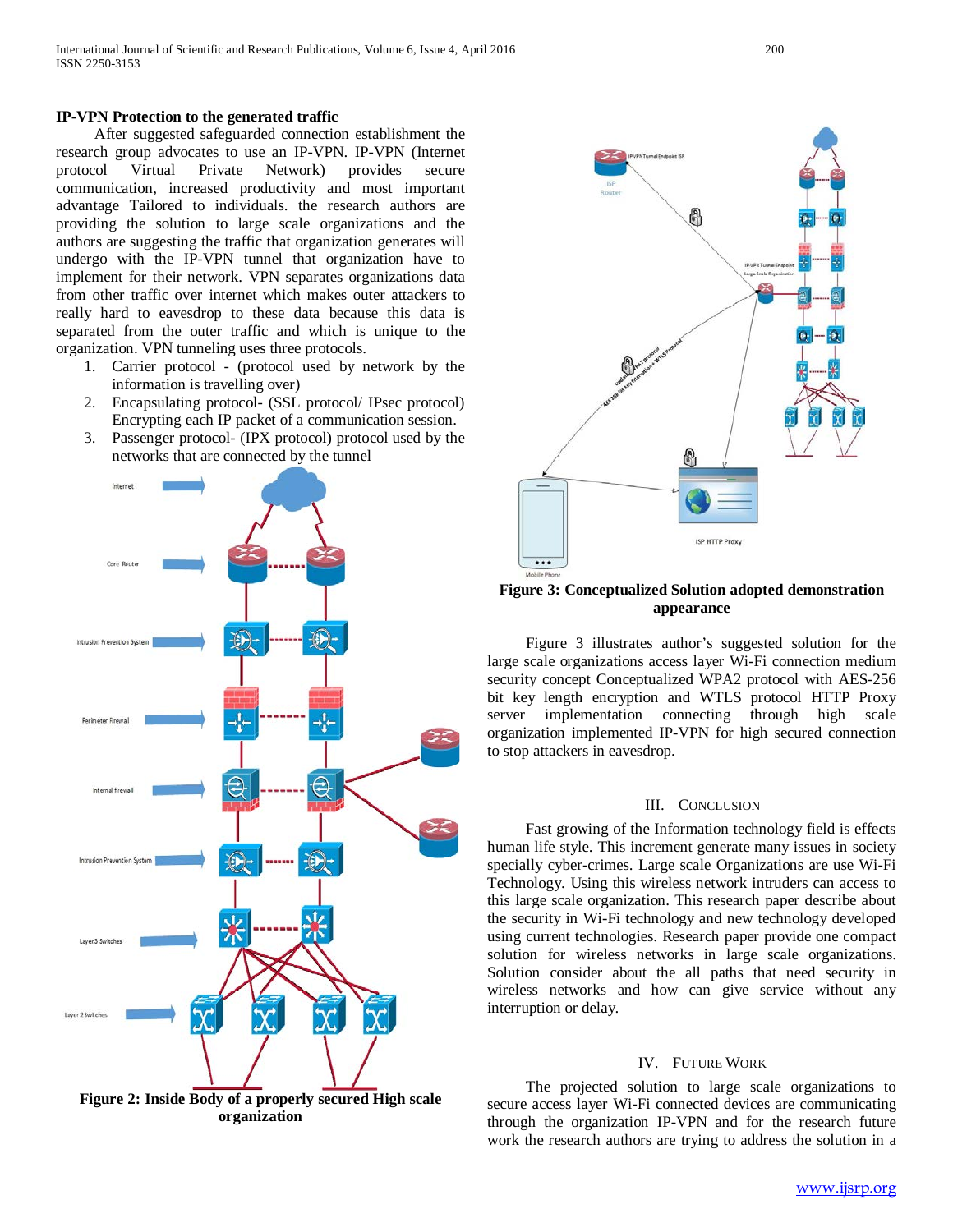**IP-VPN Protection to the generated traffic**

After suggested safeguarded connection establishment the research group advocates to use an IP-VPN. IP-VPN (Internet protocol Virtual Private Network) provides secure communication, increased productivity and most important advantage Tailored to individuals. the research authors are providing the solution to large scale organizations and the authors are suggesting the traffic that organization generates will undergo with the IP-VPN tunnel that organization have to implement for their network. VPN separates organizations data from other traffic over internet which makes outer attackers to really hard to eavesdrop to these data because this data is separated from the outer traffic and which is unique to the organization. VPN tunneling uses three protocols.

1. Carrier protocol - (protocol used by network by the information is travelling over)
2. Encapsulating protocol- (SSL protocol/ IPsec protocol) Encrypting each IP packet of a communication session.
3. Passenger protocol- (IPX protocol) protocol used by the networks that are connected by the tunnel

**Figure 2: Inside Body of a properly secured High scale organization**

**Figure 3: Conceptualized Solution adopted demonstration appearance**

Figure 3 illustrates author's suggested solution for the large scale organizations access layer Wi-Fi connection medium security concept Conceptualized WPA2 protocol with AES-256 bit key length encryption and WTLS protocol HTTP Proxy server implementation connecting through high scale organization implemented IP-VPN for high secured connection to stop attackers in eavesdrop.

## III. Conclusion

Fast growing of the Information technology field is effects human life style. This increment generate many issues in society specially cyber-crimes. Large scale Organizations are use Wi-Fi Technology. Using this wireless network intruders can access to this large scale organization. This research paper describe about the security in Wi-Fi technology and new technology developed using current technologies. Research paper provide one compact solution for wireless networks in large scale organizations. Solution consider about the all paths that need security in wireless networks and how can give service without any interruption or delay.

## IV. Future Work

The projected solution to large scale organizations to secure access layer Wi-Fi connected devices are communicating through the organization IP-VPN and for the research future work the research authors are trying to address the solution in a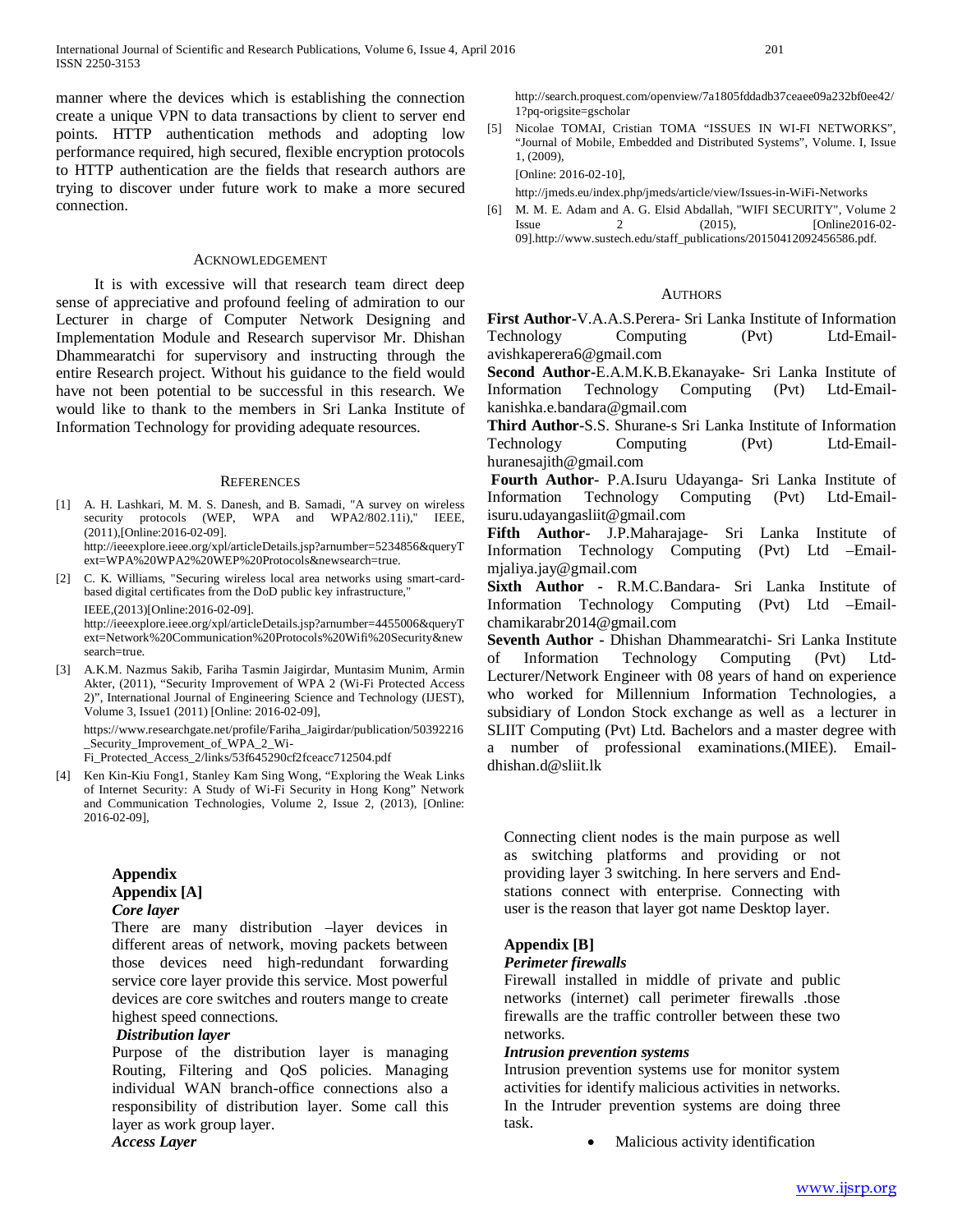manner where the devices which is establishing the connection create a unique VPN to data transactions by client to server end points. HTTP authentication methods and adopting low performance required, high secured, flexible encryption protocols to HTTP authentication are the fields that research authors are trying to discover under future work to make a more secured connection.

## ACKNOWLEDGEMENT

It is with excessive will that research team direct deep sense of appreciative and profound feeling of admiration to our Lecturer in charge of Computer Network Designing and Implementation Module and Research supervisor Mr. Dhishan Dhammearatchi for supervisory and instructing through the entire Research project. Without his guidance to the field would have not been potential to be successful in this research. We would like to thank to the members in Sri Lanka Institute of Information Technology for providing adequate resources.

## REFERENCES

[1] A. H. Lashkari, M. M. S. Danesh, and B. Samadi, "A survey on wireless security protocols (WEP, WPA and WPA2/802.11i)," IEEE, (2011),[Online:2016-02-09]. http://ieeexplore.ieee.org/xpl/articleDetails.jsp?arnumber=5234856&queryText=WPA%20WPA2%20WEP%20Protocols&newsearch=true.

[2] C. K. Williams, "Securing wireless local area networks using smart-card-based digital certificates from the DoD public key infrastructure," IEEE,(2013)[Online:2016-02-09]. http://ieeexplore.ieee.org/xpl/articleDetails.jsp?arnumber=4455006&queryText=Network%20Communication%20Protocols%20Wifi%20Security&newsearch=true.

[3] A.K.M. Nazmus Sakib, Fariha Tasmin Jaigirdar, Muntasim Munim, Armin Akter, (2011), "Security Improvement of WPA 2 (Wi-Fi Protected Access 2)", International Journal of Engineering Science and Technology (IJEST), Volume 3, Issue1 (2011) [Online: 2016-02-09], https://www.researchgate.net/profile/Fariha_Jaigirdar/publication/50392216_Security_Improvement_of_WPA_2_Wi-Fi_Protected_Access_2/links/53f645290cf2fceacc712504.pdf

[4] Ken Kin-Kiu Fong1, Stanley Kam Sing Wong, "Exploring the Weak Links of Internet Security: A Study of Wi-Fi Security in Hong Kong" Network and Communication Technologies, Volume 2, Issue 2, (2013), [Online: 2016-02-09], http://search.proquest.com/openview/7a1805fddadb37ceaee09a232bf0ee42/1?pq-origsite=gscholar

[5] Nicolae TOMAI, Cristian TOMA "ISSUES IN WI-FI NETWORKS", "Journal of Mobile, Embedded and Distributed Systems", Volume. I, Issue 1, (2009), [Online: 2016-02-10], http://jmeds.eu/index.php/jmeds/article/view/Issues-in-WiFi-Networks

[6] M. M. E. Adam and A. G. Elsid Abdallah, "WIFI SECURITY", Volume 2 Issue 2 (2015), [Online2016-02-09].http://www.sustech.edu/staff_publications/20150412092456586.pdf.

## AUTHORS

**First Author**-V.A.A.S.Perera- Sri Lanka Institute of Information Technology Computing (Pvt) Ltd-Email-avishkaperera6@gmail.com

**Second Author**-E.A.M.K.B.Ekanayake- Sri Lanka Institute of Information Technology Computing (Pvt) Ltd-Email-kanishka.e.bandara@gmail.com

**Third Author**-S.S. Shurane-s Sri Lanka Institute of Information Technology Computing (Pvt) Ltd-Email-huranesajith@gmail.com

**Fourth Author**- P.A.Isuru Udayanga- Sri Lanka Institute of Information Technology Computing (Pvt) Ltd-Email-isuru.udayangasliit@gmail.com

**Fifth Author**- J.P.Maharajage- Sri Lanka Institute of Information Technology Computing (Pvt) Ltd –Email-mjaliya.jay@gmail.com

**Sixth Author** - R.M.C.Bandara- Sri Lanka Institute of Information Technology Computing (Pvt) Ltd –Email-chamikarabr2014@gmail.com

**Seventh Author** - Dhishan Dhammearatchi- Sri Lanka Institute of Information Technology Computing (Pvt) Ltd-Lecturer/Network Engineer with 08 years of hand on experience who worked for Millennium Information Technologies, a subsidiary of London Stock exchange as well as a lecturer in SLIIT Computing (Pvt) Ltd. Bachelors and a master degree with a number of professional examinations.(MIEE). Email-dhishan.d@sliit.lk

## Appendix

### Appendix [A]

***Core layer***

There are many distribution –layer devices in different areas of network, moving packets between those devices need high-redundant forwarding service core layer provide this service. Most powerful devices are core switches and routers mange to create highest speed connections.

***Distribution layer***

Purpose of the distribution layer is managing Routing, Filtering and QoS policies. Managing individual WAN branch-office connections also a responsibility of distribution layer. Some call this layer as work group layer.

***Access Layer***

Connecting client nodes is the main purpose as well as switching platforms and providing or not providing layer 3 switching. In here servers and End-stations connect with enterprise. Connecting with user is the reason that layer got name Desktop layer.

### Appendix [B]

***Perimeter firewalls***

Firewall installed in middle of private and public networks (internet) call perimeter firewalls .those firewalls are the traffic controller between these two networks.

***Intrusion prevention systems***

Intrusion prevention systems use for monitor system activities for identify malicious activities in networks. In the Intruder prevention systems are doing three task.

- Malicious activity identification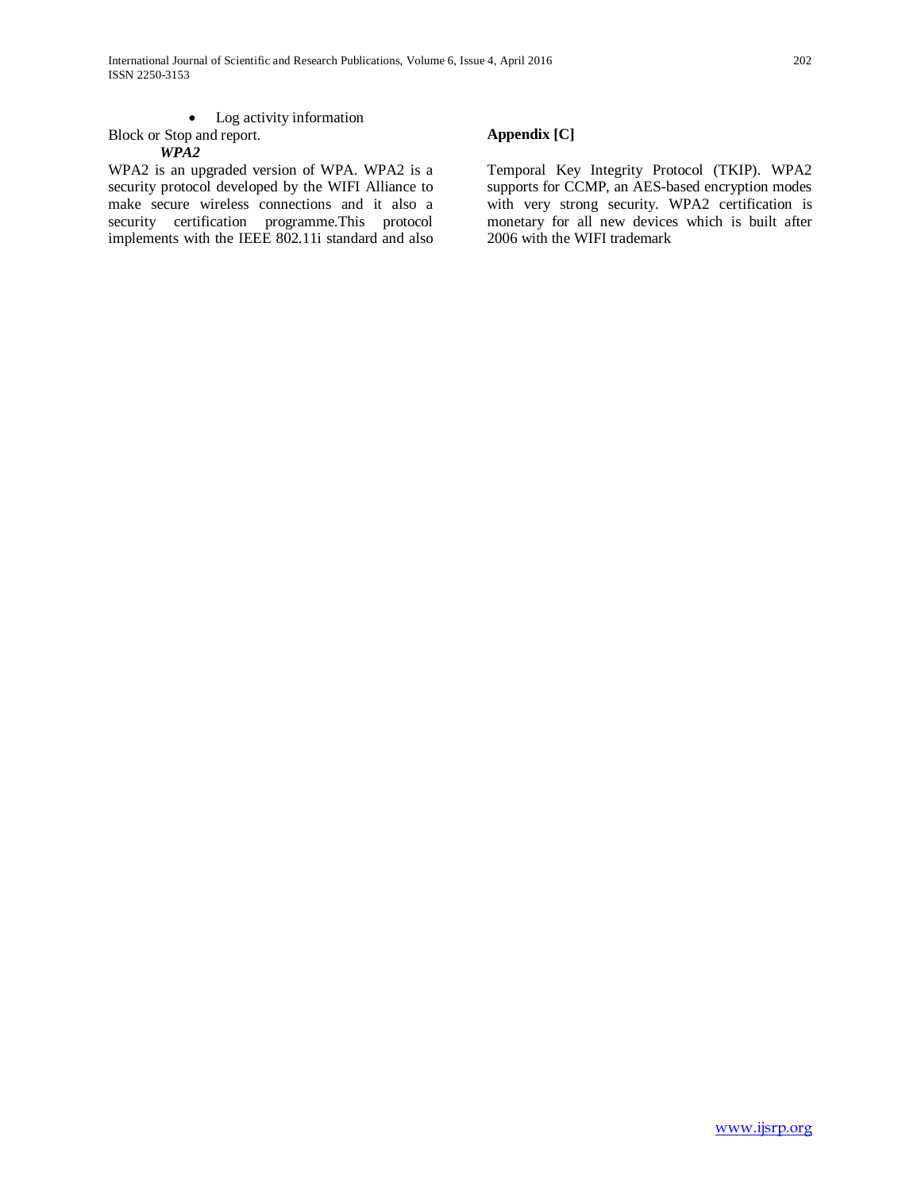- Log activity information

Block or Stop and report.

***WPA2***

WPA2 is an upgraded version of WPA. WPA2 is a security protocol developed by the WIFI Alliance to make secure wireless connections and it also a security certification programme.This protocol implements with the IEEE 802.11i standard and also

**Appendix [C]**

Temporal Key Integrity Protocol (TKIP). WPA2 supports for CCMP, an AES-based encryption modes with very strong security. WPA2 certification is monetary for all new devices which is built after 2006 with the WIFI trademark